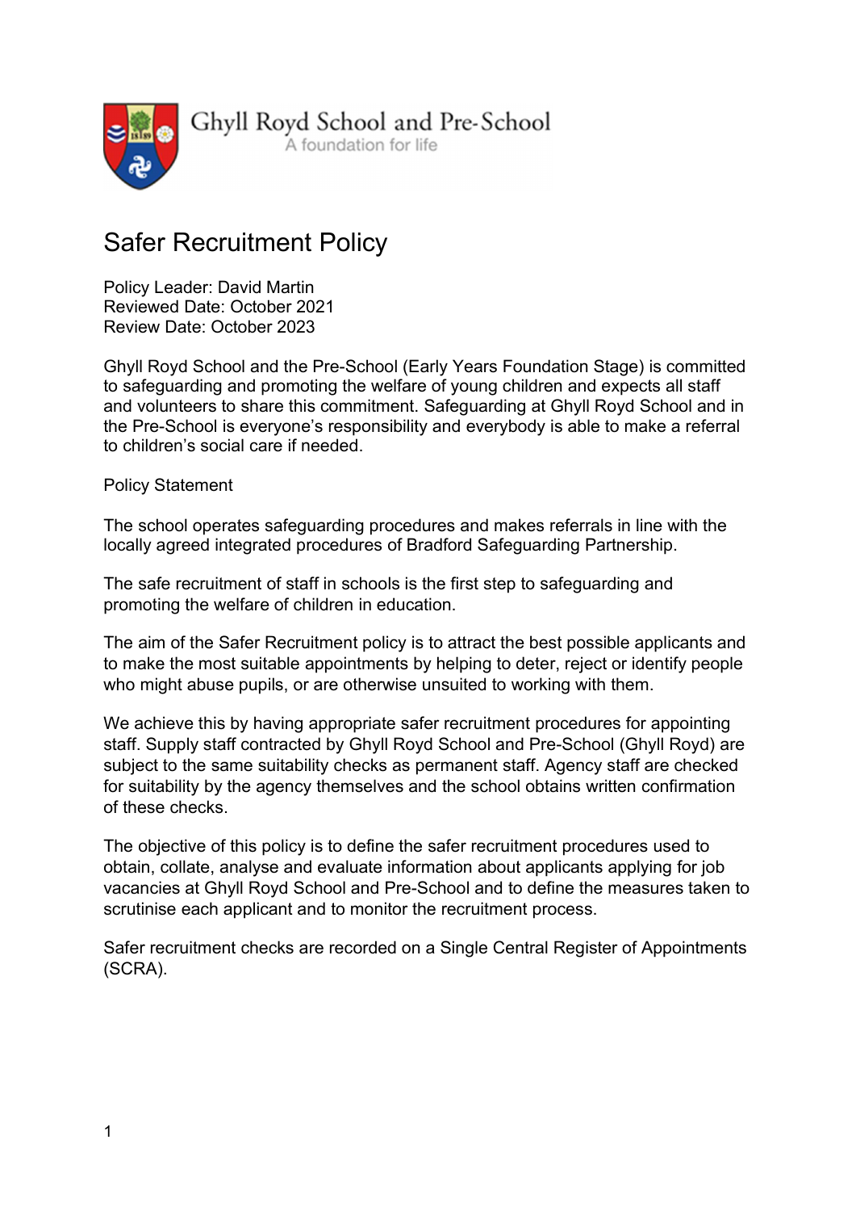Ghyll Royd School and Pre-School
A foundation for life

# Safer Recruitment Policy

Policy Leader: David Martin
Reviewed Date: October 2021
Review Date: October 2023

Ghyll Royd School and the Pre-School (Early Years Foundation Stage) is committed to safeguarding and promoting the welfare of young children and expects all staff and volunteers to share this commitment. Safeguarding at Ghyll Royd School and in the Pre-School is everyone's responsibility and everybody is able to make a referral to children's social care if needed.

## Policy Statement

The school operates safeguarding procedures and makes referrals in line with the locally agreed integrated procedures of Bradford Safeguarding Partnership.

The safe recruitment of staff in schools is the first step to safeguarding and promoting the welfare of children in education.

The aim of the Safer Recruitment policy is to attract the best possible applicants and to make the most suitable appointments by helping to deter, reject or identify people who might abuse pupils, or are otherwise unsuited to working with them.

We achieve this by having appropriate safer recruitment procedures for appointing staff. Supply staff contracted by Ghyll Royd School and Pre-School (Ghyll Royd) are subject to the same suitability checks as permanent staff. Agency staff are checked for suitability by the agency themselves and the school obtains written confirmation of these checks.

The objective of this policy is to define the safer recruitment procedures used to obtain, collate, analyse and evaluate information about applicants applying for job vacancies at Ghyll Royd School and Pre-School and to define the measures taken to scrutinise each applicant and to monitor the recruitment process.

Safer recruitment checks are recorded on a Single Central Register of Appointments (SCRA).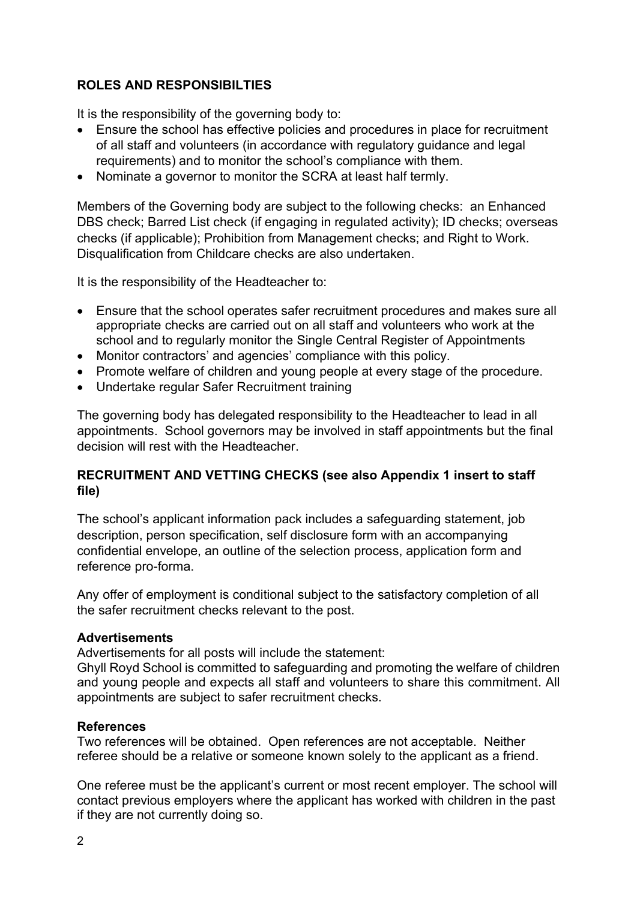## ROLES AND RESPONSIBILTIES

It is the responsibility of the governing body to:

- Ensure the school has effective policies and procedures in place for recruitment of all staff and volunteers (in accordance with regulatory guidance and legal requirements) and to monitor the school's compliance with them.
- Nominate a governor to monitor the SCRA at least half termly.

Members of the Governing body are subject to the following checks: an Enhanced DBS check; Barred List check (if engaging in regulated activity); ID checks; overseas checks (if applicable); Prohibition from Management checks; and Right to Work. Disqualification from Childcare checks are also undertaken.

It is the responsibility of the Headteacher to:

- Ensure that the school operates safer recruitment procedures and makes sure all appropriate checks are carried out on all staff and volunteers who work at the school and to regularly monitor the Single Central Register of Appointments
- Monitor contractors' and agencies' compliance with this policy.
- Promote welfare of children and young people at every stage of the procedure.
- Undertake regular Safer Recruitment training

The governing body has delegated responsibility to the Headteacher to lead in all appointments. School governors may be involved in staff appointments but the final decision will rest with the Headteacher.

## RECRUITMENT AND VETTING CHECKS (see also Appendix 1 insert to staff file)

The school's applicant information pack includes a safeguarding statement, job description, person specification, self disclosure form with an accompanying confidential envelope, an outline of the selection process, application form and reference pro-forma.

Any offer of employment is conditional subject to the satisfactory completion of all the safer recruitment checks relevant to the post.

### Advertisements

Advertisements for all posts will include the statement:
Ghyll Royd School is committed to safeguarding and promoting the welfare of children and young people and expects all staff and volunteers to share this commitment. All appointments are subject to safer recruitment checks.

### References

Two references will be obtained. Open references are not acceptable. Neither referee should be a relative or someone known solely to the applicant as a friend.

One referee must be the applicant's current or most recent employer. The school will contact previous employers where the applicant has worked with children in the past if they are not currently doing so.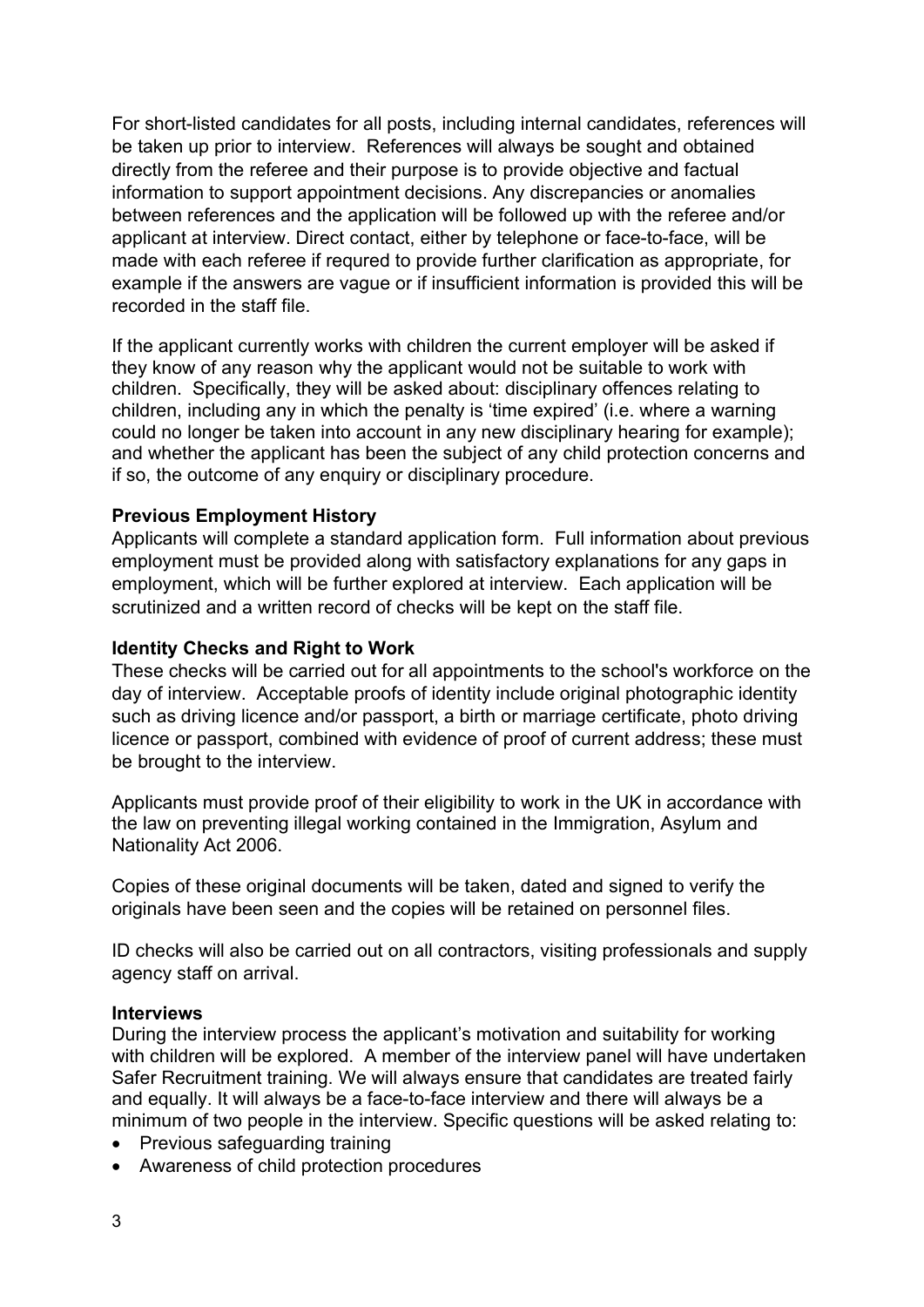For short-listed candidates for all posts, including internal candidates, references will be taken up prior to interview. References will always be sought and obtained directly from the referee and their purpose is to provide objective and factual information to support appointment decisions. Any discrepancies or anomalies between references and the application will be followed up with the referee and/or applicant at interview. Direct contact, either by telephone or face-to-face, will be made with each referee if requred to provide further clarification as appropriate, for example if the answers are vague or if insufficient information is provided this will be recorded in the staff file.

If the applicant currently works with children the current employer will be asked if they know of any reason why the applicant would not be suitable to work with children. Specifically, they will be asked about: disciplinary offences relating to children, including any in which the penalty is 'time expired' (i.e. where a warning could no longer be taken into account in any new disciplinary hearing for example); and whether the applicant has been the subject of any child protection concerns and if so, the outcome of any enquiry or disciplinary procedure.

**Previous Employment History**

Applicants will complete a standard application form. Full information about previous employment must be provided along with satisfactory explanations for any gaps in employment, which will be further explored at interview. Each application will be scrutinized and a written record of checks will be kept on the staff file.

**Identity Checks and Right to Work**

These checks will be carried out for all appointments to the school's workforce on the day of interview. Acceptable proofs of identity include original photographic identity such as driving licence and/or passport, a birth or marriage certificate, photo driving licence or passport, combined with evidence of proof of current address; these must be brought to the interview.

Applicants must provide proof of their eligibility to work in the UK in accordance with the law on preventing illegal working contained in the Immigration, Asylum and Nationality Act 2006.

Copies of these original documents will be taken, dated and signed to verify the originals have been seen and the copies will be retained on personnel files.

ID checks will also be carried out on all contractors, visiting professionals and supply agency staff on arrival.

**Interviews**

During the interview process the applicant's motivation and suitability for working with children will be explored. A member of the interview panel will have undertaken Safer Recruitment training. We will always ensure that candidates are treated fairly and equally. It will always be a face-to-face interview and there will always be a minimum of two people in the interview. Specific questions will be asked relating to:

- Previous safeguarding training
- Awareness of child protection procedures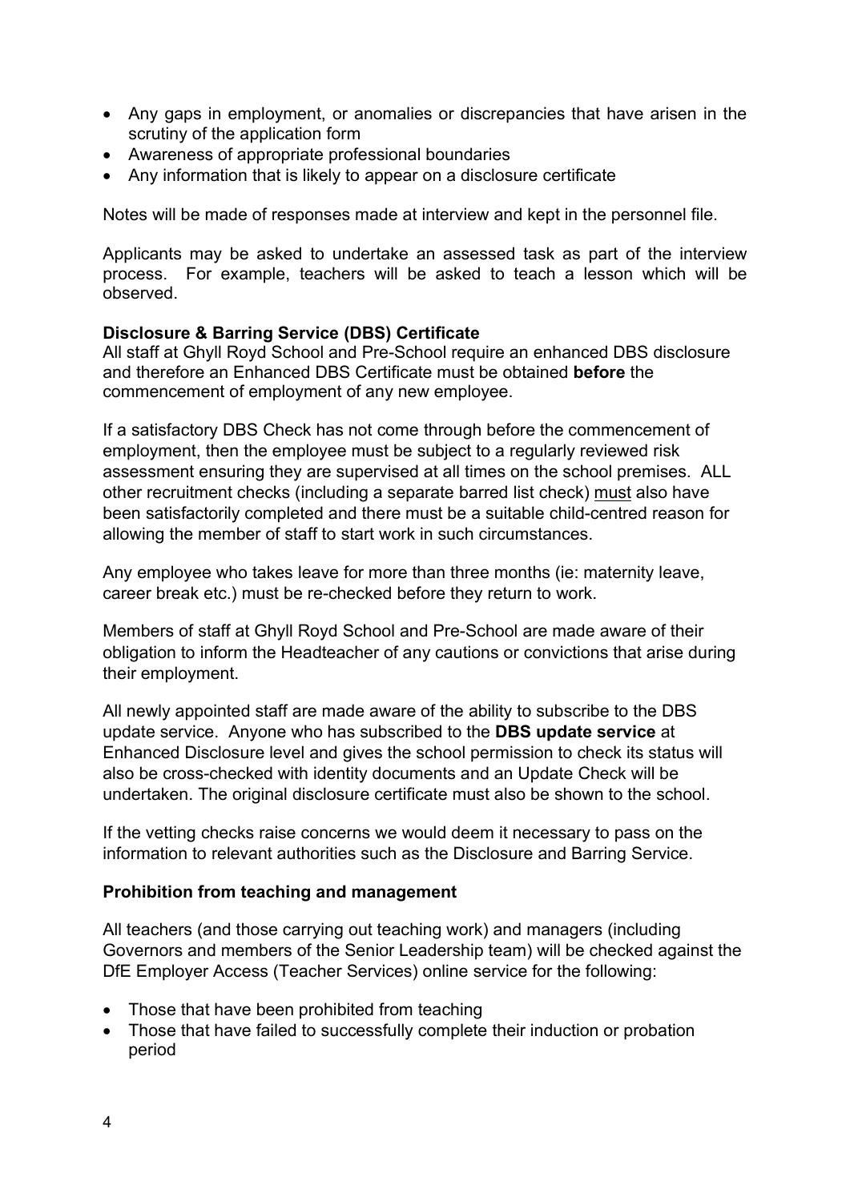- Any gaps in employment, or anomalies or discrepancies that have arisen in the scrutiny of the application form
- Awareness of appropriate professional boundaries
- Any information that is likely to appear on a disclosure certificate

Notes will be made of responses made at interview and kept in the personnel file.

Applicants may be asked to undertake an assessed task as part of the interview process. For example, teachers will be asked to teach a lesson which will be observed.

**Disclosure & Barring Service (DBS) Certificate**

All staff at Ghyll Royd School and Pre-School require an enhanced DBS disclosure and therefore an Enhanced DBS Certificate must be obtained **before** the commencement of employment of any new employee.

If a satisfactory DBS Check has not come through before the commencement of employment, then the employee must be subject to a regularly reviewed risk assessment ensuring they are supervised at all times on the school premises. ALL other recruitment checks (including a separate barred list check) must also have been satisfactorily completed and there must be a suitable child-centred reason for allowing the member of staff to start work in such circumstances.

Any employee who takes leave for more than three months (ie: maternity leave, career break etc.) must be re-checked before they return to work.

Members of staff at Ghyll Royd School and Pre-School are made aware of their obligation to inform the Headteacher of any cautions or convictions that arise during their employment.

All newly appointed staff are made aware of the ability to subscribe to the DBS update service. Anyone who has subscribed to the **DBS update service** at Enhanced Disclosure level and gives the school permission to check its status will also be cross-checked with identity documents and an Update Check will be undertaken. The original disclosure certificate must also be shown to the school.

If the vetting checks raise concerns we would deem it necessary to pass on the information to relevant authorities such as the Disclosure and Barring Service.

**Prohibition from teaching and management**

All teachers (and those carrying out teaching work) and managers (including Governors and members of the Senior Leadership team) will be checked against the DfE Employer Access (Teacher Services) online service for the following:

- Those that have been prohibited from teaching
- Those that have failed to successfully complete their induction or probation period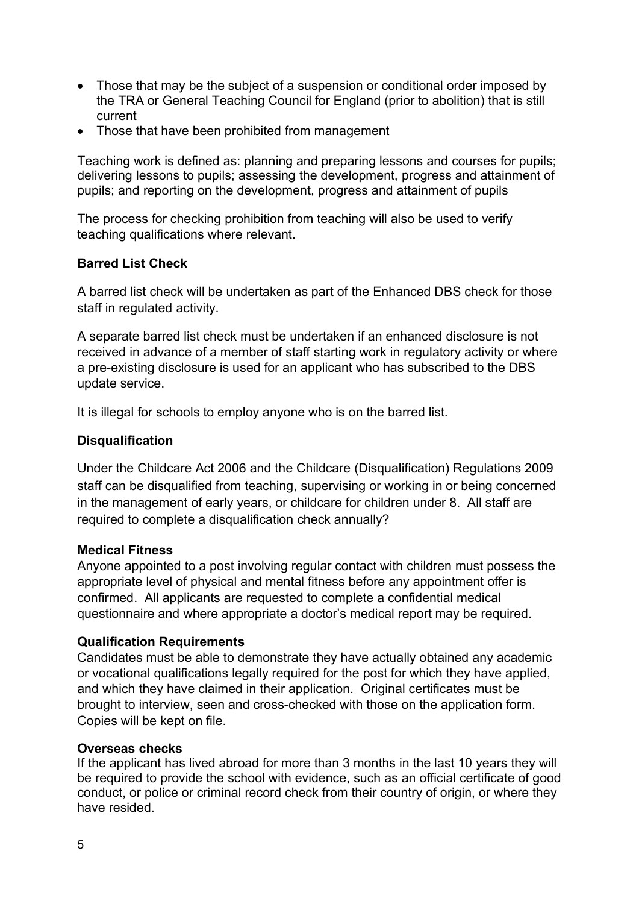- Those that may be the subject of a suspension or conditional order imposed by the TRA or General Teaching Council for England (prior to abolition) that is still current
- Those that have been prohibited from management

Teaching work is defined as: planning and preparing lessons and courses for pupils; delivering lessons to pupils; assessing the development, progress and attainment of pupils; and reporting on the development, progress and attainment of pupils

The process for checking prohibition from teaching will also be used to verify teaching qualifications where relevant.

**Barred List Check**

A barred list check will be undertaken as part of the Enhanced DBS check for those staff in regulated activity.

A separate barred list check must be undertaken if an enhanced disclosure is not received in advance of a member of staff starting work in regulatory activity or where a pre-existing disclosure is used for an applicant who has subscribed to the DBS update service.

It is illegal for schools to employ anyone who is on the barred list.

**Disqualification**

Under the Childcare Act 2006 and the Childcare (Disqualification) Regulations 2009 staff can be disqualified from teaching, supervising or working in or being concerned in the management of early years, or childcare for children under 8. All staff are required to complete a disqualification check annually?

**Medical Fitness**

Anyone appointed to a post involving regular contact with children must possess the appropriate level of physical and mental fitness before any appointment offer is confirmed. All applicants are requested to complete a confidential medical questionnaire and where appropriate a doctor's medical report may be required.

**Qualification Requirements**

Candidates must be able to demonstrate they have actually obtained any academic or vocational qualifications legally required for the post for which they have applied, and which they have claimed in their application. Original certificates must be brought to interview, seen and cross-checked with those on the application form. Copies will be kept on file.

**Overseas checks**

If the applicant has lived abroad for more than 3 months in the last 10 years they will be required to provide the school with evidence, such as an official certificate of good conduct, or police or criminal record check from their country of origin, or where they have resided.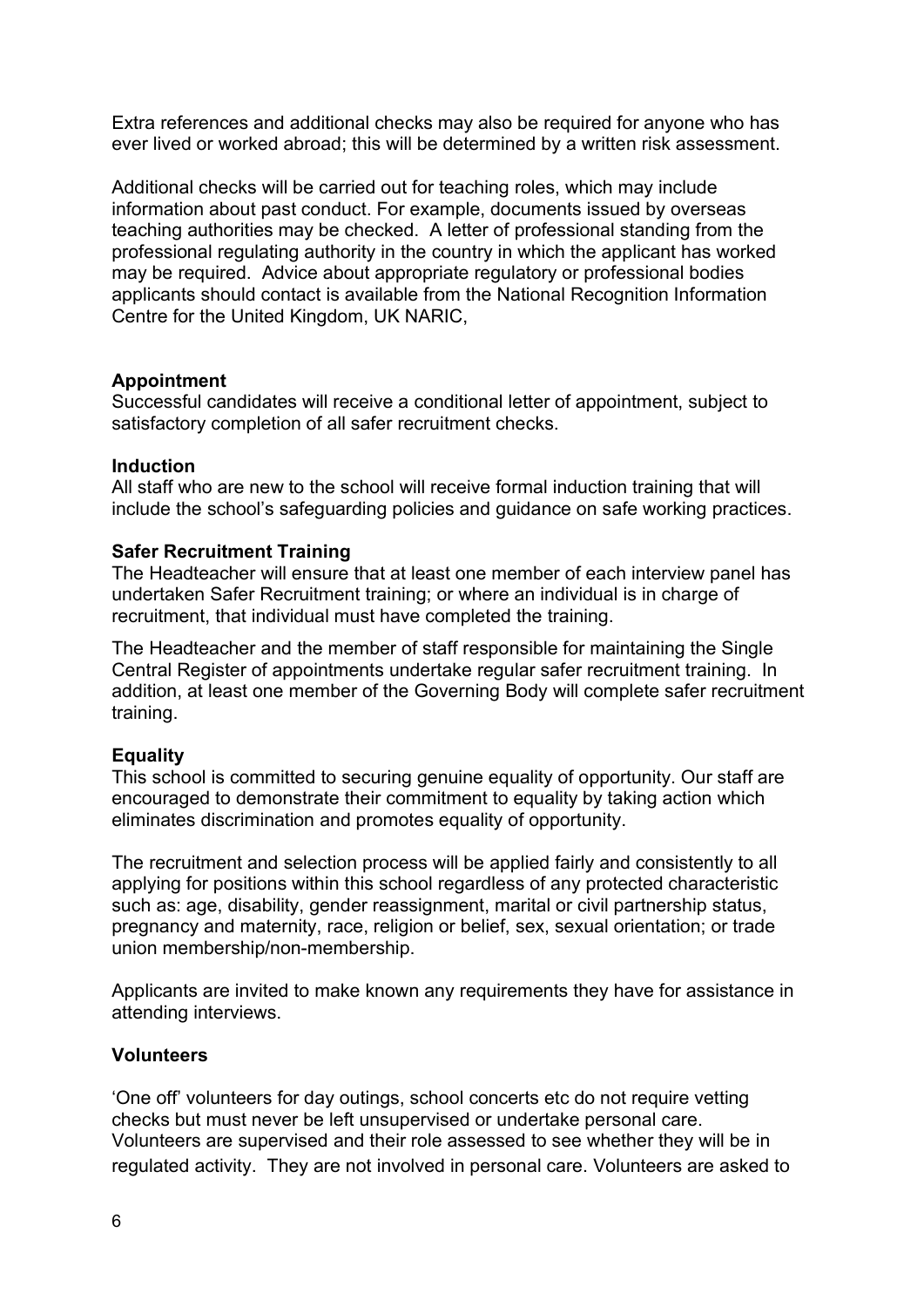Extra references and additional checks may also be required for anyone who has ever lived or worked abroad; this will be determined by a written risk assessment.

Additional checks will be carried out for teaching roles, which may include information about past conduct. For example, documents issued by overseas teaching authorities may be checked. A letter of professional standing from the professional regulating authority in the country in which the applicant has worked may be required. Advice about appropriate regulatory or professional bodies applicants should contact is available from the National Recognition Information Centre for the United Kingdom, UK NARIC,

**Appointment**

Successful candidates will receive a conditional letter of appointment, subject to satisfactory completion of all safer recruitment checks.

**Induction**

All staff who are new to the school will receive formal induction training that will include the school's safeguarding policies and guidance on safe working practices.

**Safer Recruitment Training**

The Headteacher will ensure that at least one member of each interview panel has undertaken Safer Recruitment training; or where an individual is in charge of recruitment, that individual must have completed the training.

The Headteacher and the member of staff responsible for maintaining the Single Central Register of appointments undertake regular safer recruitment training. In addition, at least one member of the Governing Body will complete safer recruitment training.

**Equality**

This school is committed to securing genuine equality of opportunity. Our staff are encouraged to demonstrate their commitment to equality by taking action which eliminates discrimination and promotes equality of opportunity.

The recruitment and selection process will be applied fairly and consistently to all applying for positions within this school regardless of any protected characteristic such as: age, disability, gender reassignment, marital or civil partnership status, pregnancy and maternity, race, religion or belief, sex, sexual orientation; or trade union membership/non-membership.

Applicants are invited to make known any requirements they have for assistance in attending interviews.

**Volunteers**

'One off' volunteers for day outings, school concerts etc do not require vetting checks but must never be left unsupervised or undertake personal care. Volunteers are supervised and their role assessed to see whether they will be in regulated activity. They are not involved in personal care. Volunteers are asked to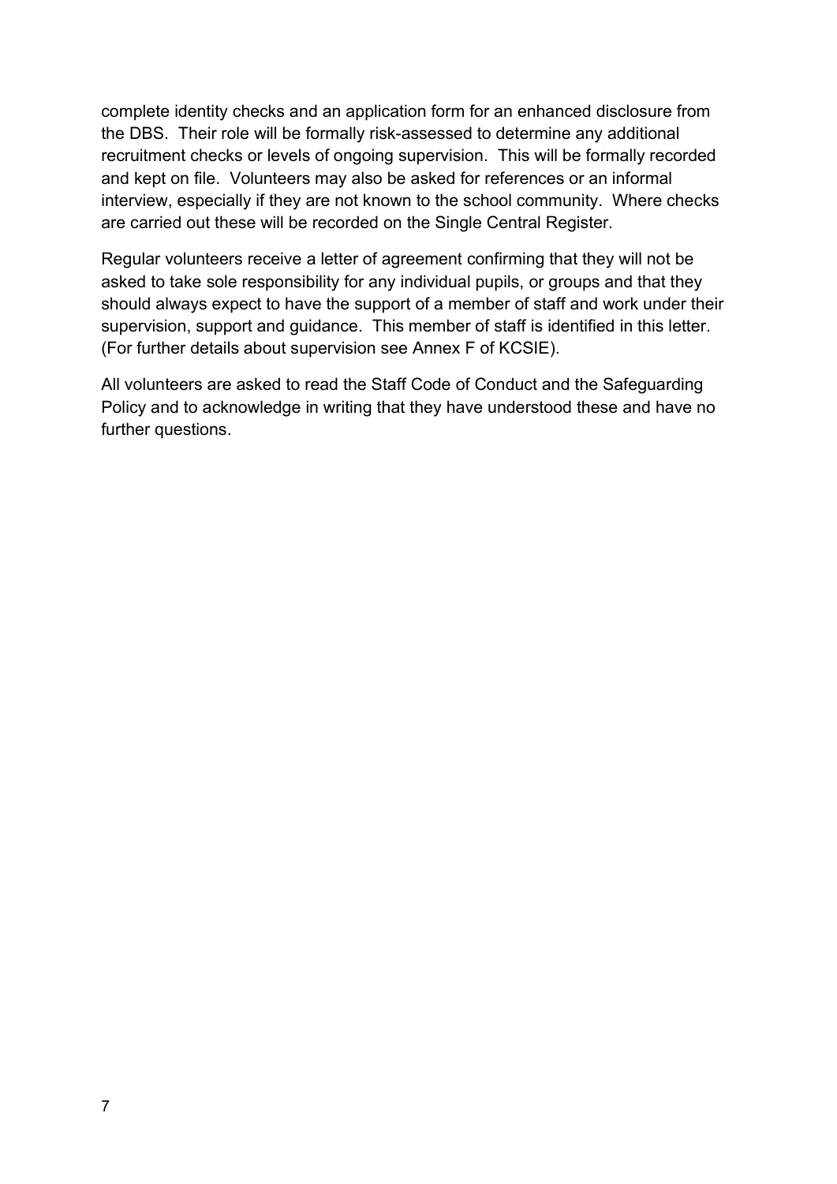complete identity checks and an application form for an enhanced disclosure from the DBS. Their role will be formally risk-assessed to determine any additional recruitment checks or levels of ongoing supervision. This will be formally recorded and kept on file. Volunteers may also be asked for references or an informal interview, especially if they are not known to the school community. Where checks are carried out these will be recorded on the Single Central Register.

Regular volunteers receive a letter of agreement confirming that they will not be asked to take sole responsibility for any individual pupils, or groups and that they should always expect to have the support of a member of staff and work under their supervision, support and guidance. This member of staff is identified in this letter. (For further details about supervision see Annex F of KCSIE).

All volunteers are asked to read the Staff Code of Conduct and the Safeguarding Policy and to acknowledge in writing that they have understood these and have no further questions.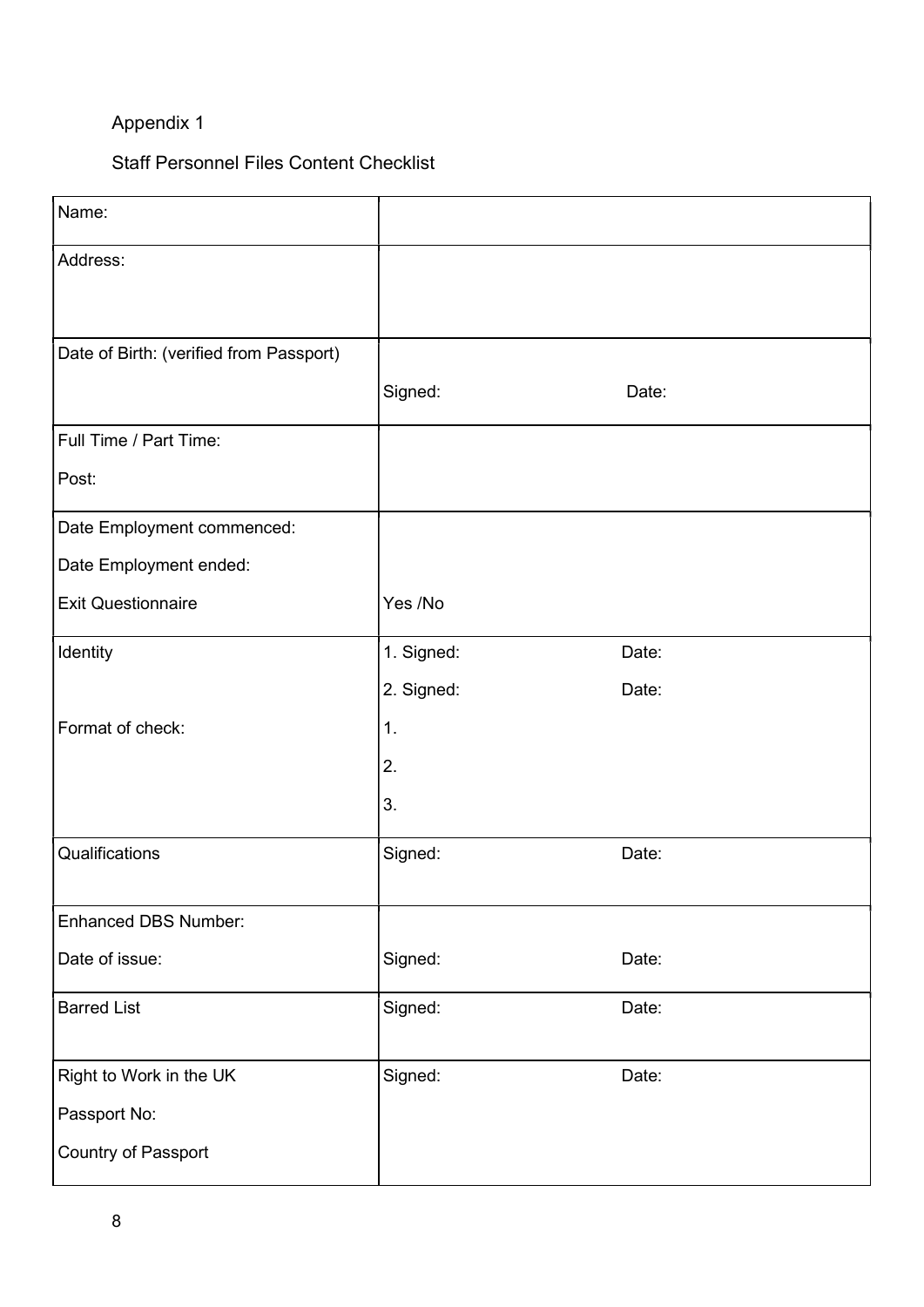Appendix 1

Staff Personnel Files Content Checklist

| | | |
|---|---|---|
| Name: | | |
| Address: | | |
| Date of Birth: (verified from Passport) | Signed: | Date: |
| Full Time / Part Time:<br>Post: | | |
| Date Employment commenced:<br>Date Employment ended:<br>Exit Questionnaire | Yes /No | |
| Identity<br><br>Format of check: | 1. Signed:<br>2. Signed:<br>1.<br>2.<br>3. | Date:<br>Date: |
| Qualifications | Signed: | Date: |
| Enhanced DBS Number:<br>Date of issue: | Signed: | Date: |
| Barred List | Signed: | Date: |
| Right to Work in the UK<br>Passport No:<br>Country of Passport | Signed: | Date: |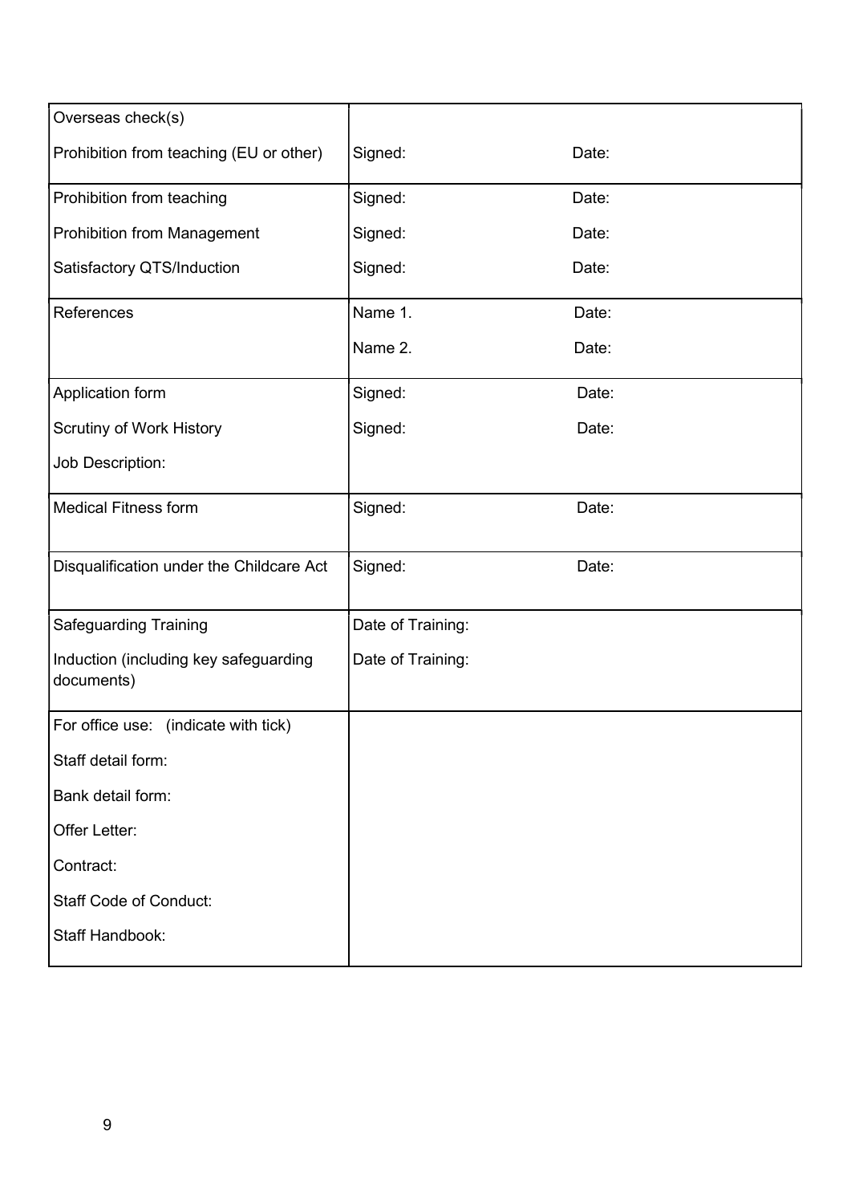| | | |
|---|---|---|
| Overseas check(s) | | |
| Prohibition from teaching (EU or other) | Signed: | Date: |
| Prohibition from teaching | Signed: | Date: |
| Prohibition from Management | Signed: | Date: |
| Satisfactory QTS/Induction | Signed: | Date: |
| References | Name 1. | Date: |
| | Name 2. | Date: |
| Application form | Signed: | Date: |
| Scrutiny of Work History | Signed: | Date: |
| Job Description: | | |
| Medical Fitness form | Signed: | Date: |
| Disqualification under the Childcare Act | Signed: | Date: |
| Safeguarding Training | Date of Training: | |
| Induction (including key safeguarding documents) | Date of Training: | |
| For office use: (indicate with tick) | | |
| Staff detail form: | | |
| Bank detail form: | | |
| Offer Letter: | | |
| Contract: | | |
| Staff Code of Conduct: | | |
| Staff Handbook: | | |